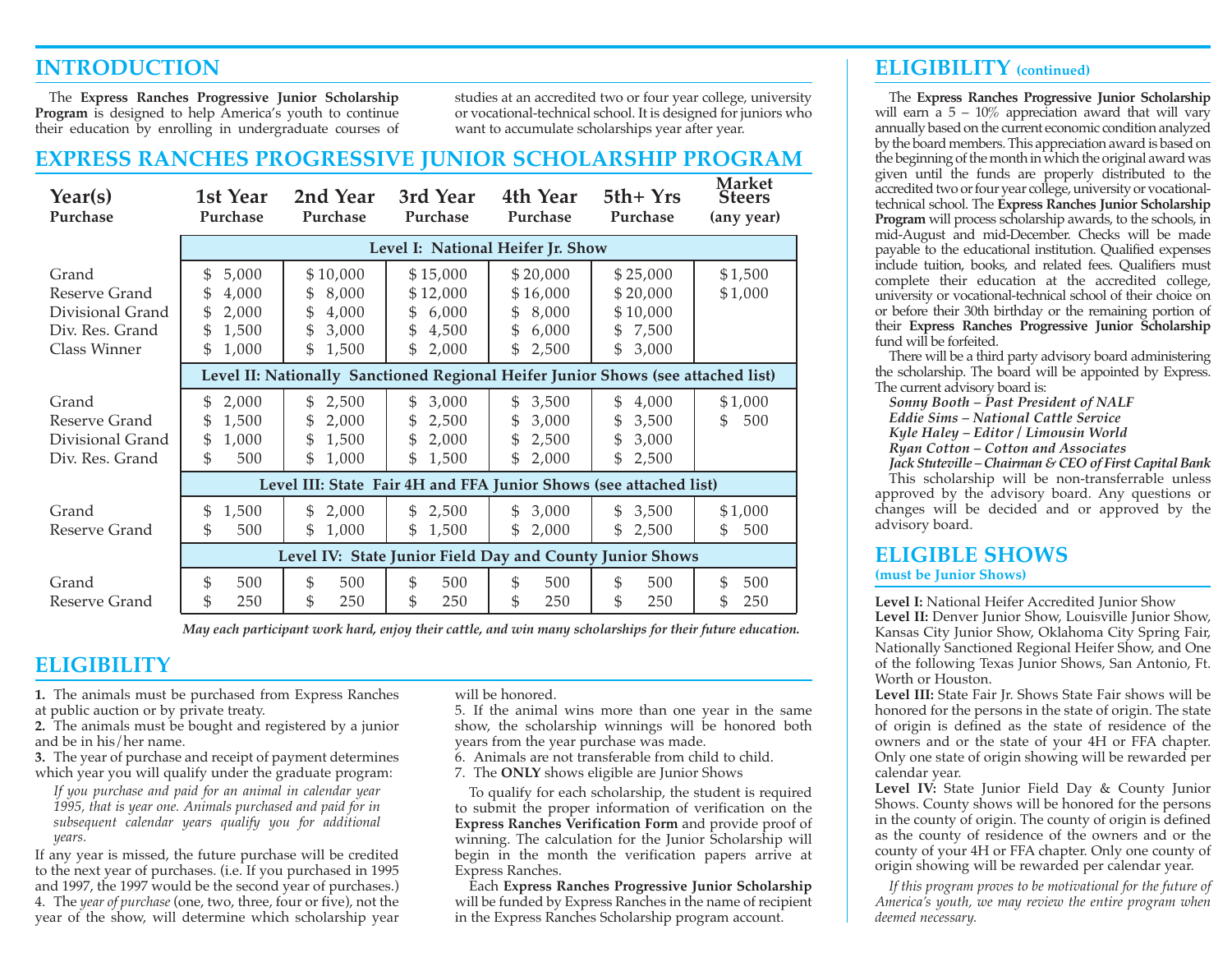## INTRODUCTION

The **Express Ranches Progressive Junior Scholarship Program** is designed to help America's youth to continue their education by enrolling in undergraduate courses of studies at an accredited two or four year college, university or vocational-technical school. It is designed for juniors who want to accumulate scholarships year after year.

## EXPRESS RANCHES PROGRESSIVE JUNIOR SCHOLARSHIP PROGRAM

| Year(s) Purchase | 1st Year Purchase | 2nd Year Purchase | 3rd Year Purchase | 4th Year Purchase | 5th+ Yrs Purchase | Market Steers (any year) |
|---|---|---|---|---|---|---|
| **Level I: National Heifer Jr. Show** | | | | | | |
| Grand | $ 5,000 | $ 10,000 | $ 15,000 | $ 20,000 | $ 25,000 | $ 1,500 |
| Reserve Grand | $ 4,000 | $ 8,000 | $ 12,000 | $ 16,000 | $ 20,000 | $ 1,000 |
| Divisional Grand | $ 2,000 | $ 4,000 | $ 6,000 | $ 8,000 | $ 10,000 | |
| Div. Res. Grand | $ 1,500 | $ 3,000 | $ 4,500 | $ 6,000 | $ 7,500 | |
| Class Winner | $ 1,000 | $ 1,500 | $ 2,000 | $ 2,500 | $ 3,000 | |
| **Level II: Nationally Sanctioned Regional Heifer Junior Shows (see attached list)** | | | | | | |
| Grand | $ 2,000 | $ 2,500 | $ 3,000 | $ 3,500 | $ 4,000 | $ 1,000 |
| Reserve Grand | $ 1,500 | $ 2,000 | $ 2,500 | $ 3,000 | $ 3,500 | $ 500 |
| Divisional Grand | $ 1,000 | $ 1,500 | $ 2,000 | $ 2,500 | $ 3,000 | |
| Div. Res. Grand | $ 500 | $ 1,000 | $ 1,500 | $ 2,000 | $ 2,500 | |
| **Level III: State Fair 4H and FFA Junior Shows (see attached list)** | | | | | | |
| Grand | $ 1,500 | $ 2,000 | $ 2,500 | $ 3,000 | $ 3,500 | $ 1,000 |
| Reserve Grand | $ 500 | $ 1,000 | $ 1,500 | $ 2,000 | $ 2,500 | $ 500 |
| **Level IV: State Junior Field Day and County Junior Shows** | | | | | | |
| Grand | $ 500 | $ 500 | $ 500 | $ 500 | $ 500 | $ 500 |
| Reserve Grand | $ 250 | $ 250 | $ 250 | $ 250 | $ 250 | $ 250 |

*May each participant work hard, enjoy their cattle, and win many scholarships for their future education.*

## ELIGIBILITY

**1.** The animals must be purchased from Express Ranches at public auction or by private treaty.

**2.** The animals must be bought and registered by a junior and be in his/her name.

**3.** The year of purchase and receipt of payment determines which year you will qualify under the graduate program:

*If you purchase and paid for an animal in calendar year 1995, that is year one. Animals purchased and paid for in subsequent calendar years qualify you for additional years.*

If any year is missed, the future purchase will be credited to the next year of purchases. (i.e. If you purchased in 1995 and 1997, the 1997 would be the second year of purchases.)

4. The *year of purchase* (one, two, three, four or five), not the year of the show, will determine which scholarship year will be honored.

5. If the animal wins more than one year in the same show, the scholarship winnings will be honored both years from the year purchase was made.

6. Animals are not transferable from child to child.

7. The **ONLY** shows eligible are Junior Shows

To qualify for each scholarship, the student is required to submit the proper information of verification on the **Express Ranches Verification Form** and provide proof of winning. The calculation for the Junior Scholarship will begin in the month the verification papers arrive at Express Ranches.

Each **Express Ranches Progressive Junior Scholarship** will be funded by Express Ranches in the name of recipient in the Express Ranches Scholarship program account.

## ELIGIBILITY (continued)

The **Express Ranches Progressive Junior Scholarship** will earn a 5 – 10% appreciation award that will vary annually based on the current economic condition analyzed by the board members. This appreciation award is based on the beginning of the month in which the original award was given until the funds are properly distributed to the accredited two or four year college, university or vocational-technical school. The **Express Ranches Junior Scholarship Program** will process scholarship awards, to the schools, in mid-August and mid-December. Checks will be made payable to the educational institution. Qualified expenses include tuition, books, and related fees. Qualifiers must complete their education at the accredited college, university or vocational-technical school of their choice on or before their 30th birthday or the remaining portion of their **Express Ranches Progressive Junior Scholarship** fund will be forfeited.

There will be a third party advisory board administering the scholarship. The board will be appointed by Express. The current advisory board is:

***Sonny Booth – Past President of NALF***
***Eddie Sims – National Cattle Service***
***Kyle Haley – Editor / Limousin World***
***Ryan Cotton – Cotton and Associates***
***Jack Stuteville – Chairman & CEO of First Capital Bank***

This scholarship will be non-transferrable unless approved by the advisory board. Any questions or changes will be decided and or approved by the advisory board.

## ELIGIBLE SHOWS

**(must be Junior Shows)**

**Level I:** National Heifer Accredited Junior Show

**Level II:** Denver Junior Show, Louisville Junior Show, Kansas City Junior Show, Oklahoma City Spring Fair, Nationally Sanctioned Regional Heifer Show, and One of the following Texas Junior Shows, San Antonio, Ft. Worth or Houston.

**Level III:** State Fair Jr. Shows State Fair shows will be honored for the persons in the state of origin. The state of origin is defined as the state of residence of the owners and or the state of your 4H or FFA chapter. Only one state of origin showing will be rewarded per calendar year.

**Level IV:** State Junior Field Day & County Junior Shows. County shows will be honored for the persons in the county of origin. The county of origin is defined as the county of residence of the owners and or the county of your 4H or FFA chapter. Only one county of origin showing will be rewarded per calendar year.

*If this program proves to be motivational for the future of America's youth, we may review the entire program when deemed necessary.*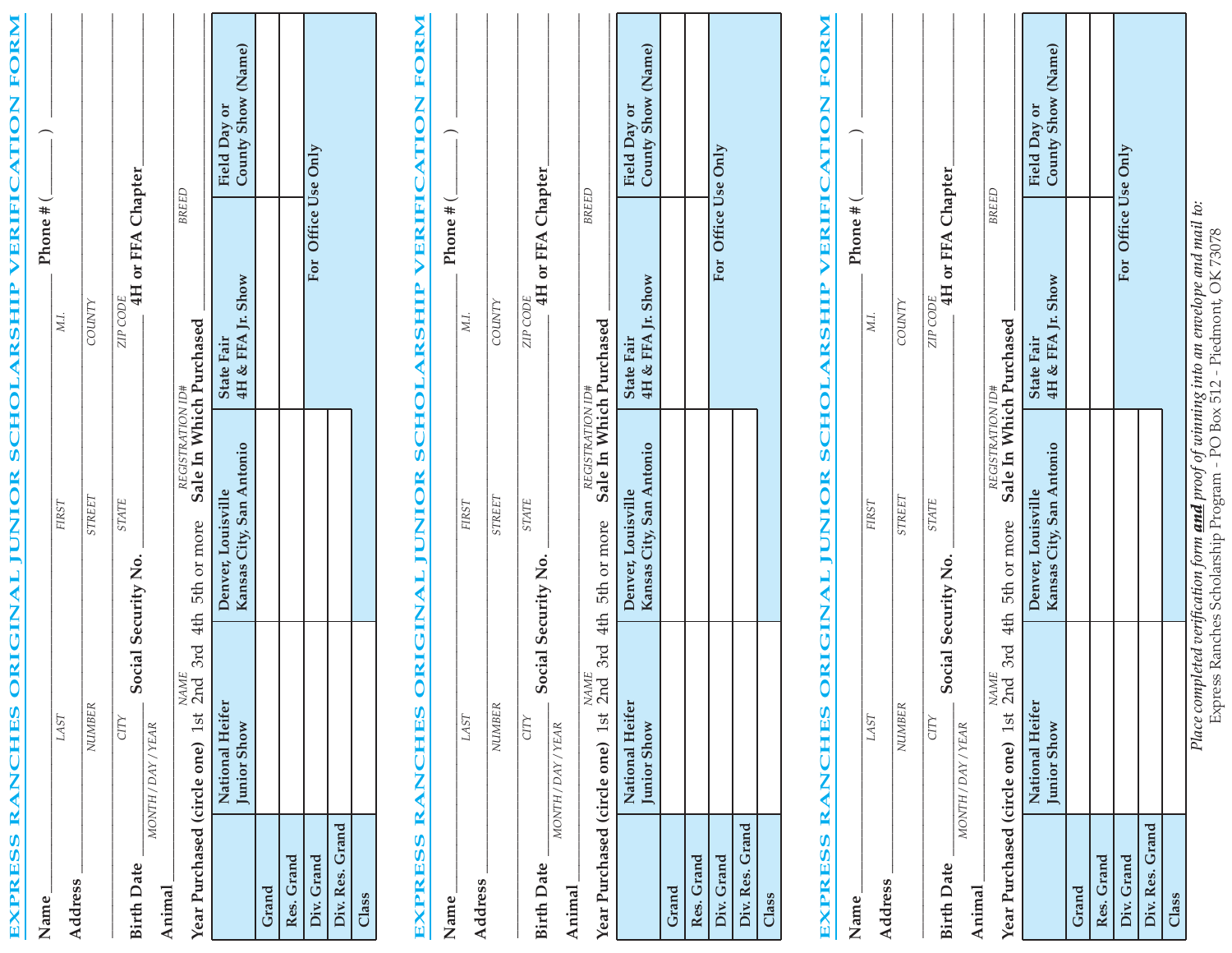# EXPRESS RANCHES ORIGINAL JUNIOR SCHOLARSHIP VERIFICATION FORM

**Name** ______________________________ **Phone #** (______) ______________
LAST FIRST M.I.

**Address** ______________________________
NUMBER STREET COUNTY

______________________________
CITY STATE ZIP CODE

**Birth Date** ______________ **Social Security No.** ______________ **4H or FFA Chapter** ______________
MONTH / DAY / YEAR

**Animal** ______________________________
NAME REGISTRATION ID# BREED

**Year Purchased (circle one)** 1st 2nd 3rd 4th 5th or more **Sale In Which Purchased** ______________

| | National Heifer Junior Show | Denver, Louisville Kansas City, San Antonio | State Fair 4H & FFA Jr. Show | Field Day or County Show (Name) |
|---|---|---|---|---|
| Grand | | | | |
| Res. Grand | | | | |
| Div. Grand | | | For Office Use Only | |
| Div. Res. Grand | | | | |
| Class | | | | |

# EXPRESS RANCHES ORIGINAL JUNIOR SCHOLARSHIP VERIFICATION FORM

**Name** ______________________________ **Phone #** (______) ______________
LAST FIRST M.I.

**Address** ______________________________
NUMBER STREET COUNTY

______________________________
CITY STATE ZIP CODE

**Birth Date** ______________ **Social Security No.** ______________ **4H or FFA Chapter** ______________
MONTH / DAY / YEAR

**Animal** ______________________________
NAME REGISTRATION ID# BREED

**Year Purchased (circle one)** 1st 2nd 3rd 4th 5th or more **Sale In Which Purchased** ______________

| | National Heifer Junior Show | Denver, Louisville Kansas City, San Antonio | State Fair 4H & FFA Jr. Show | Field Day or County Show (Name) |
|---|---|---|---|---|
| Grand | | | | |
| Res. Grand | | | | |
| Div. Grand | | | For Office Use Only | |
| Div. Res. Grand | | | | |
| Class | | | | |

# EXPRESS RANCHES ORIGINAL JUNIOR SCHOLARSHIP VERIFICATION FORM

**Name** ______________________________ **Phone #** (______) ______________
LAST FIRST M.I.

**Address** ______________________________
NUMBER STREET COUNTY

______________________________
CITY STATE ZIP CODE

**Birth Date** ______________ **Social Security No.** ______________ **4H or FFA Chapter** ______________
MONTH / DAY / YEAR

**Animal** ______________________________
NAME REGISTRATION ID# BREED

**Year Purchased (circle one)** 1st 2nd 3rd 4th 5th or more **Sale In Which Purchased** ______________

| | National Heifer Junior Show | Denver, Louisville Kansas City, San Antonio | State Fair 4H & FFA Jr. Show | Field Day or County Show (Name) |
|---|---|---|---|---|
| Grand | | | | |
| Res. Grand | | | | |
| Div. Grand | | | For Office Use Only | |
| Div. Res. Grand | | | | |
| Class | | | | |

*Place completed verification form* ***and*** *proof of winning into an envelope and mail to:*
Express Ranches Scholarship Program - PO Box 512 - Piedmont, OK 73078